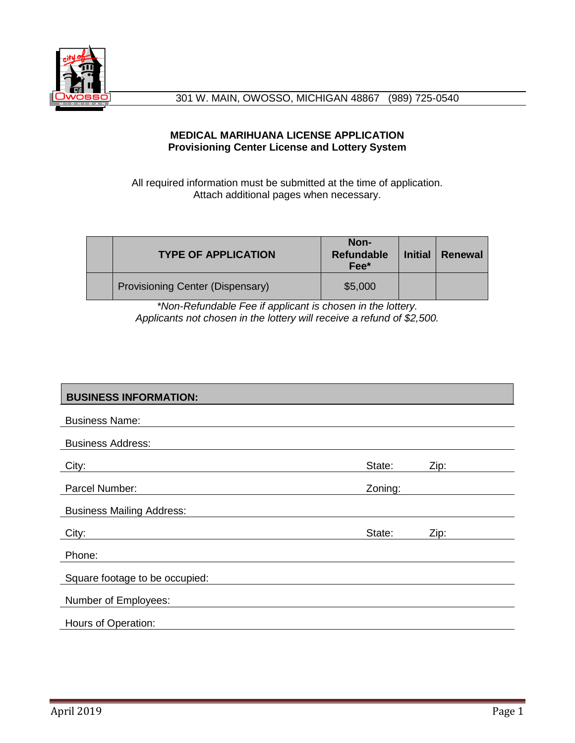301 W. MAIN, OWOSSO, MICHIGAN 48867 (989) 725-0540

## MEDICAL MARIHUANA LICENSE APPLICATION
### Provisioning Center License and Lottery System

All required information must be submitted at the time of application.
Attach additional pages when necessary.

| | TYPE OF APPLICATION | Non-Refundable Fee* | Initial | Renewal |
|---|---|---|---|---|
| | Provisioning Center (Dispensary) | $5,000 | | |

*\*Non-Refundable Fee if applicant is chosen in the lottery.*
*Applicants not chosen in the lottery will receive a refund of $2,500.*

**BUSINESS INFORMATION:**

Business Name: ______________________________

Business Address: ______________________________

City: ______________________________ State: ________ Zip: ________

Parcel Number: ______________________________ Zoning: ________

Business Mailing Address: ______________________________

City: ______________________________ State: ________ Zip: ________

Phone: ______________________________

Square footage to be occupied: ______________________________

Number of Employees: ______________________________

Hours of Operation: ______________________________

April 2019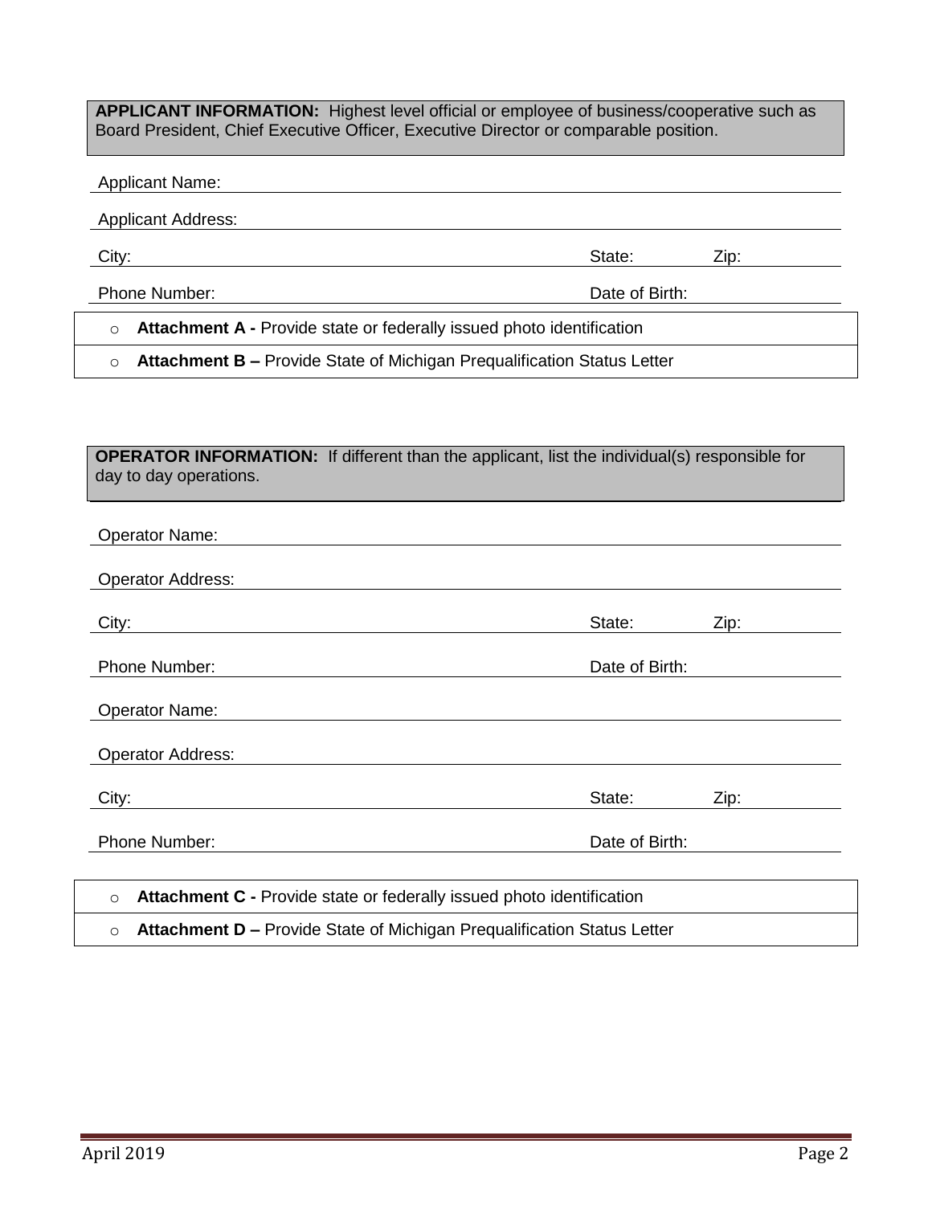**APPLICANT INFORMATION:** Highest level official or employee of business/cooperative such as Board President, Chief Executive Officer, Executive Director or comparable position.

Applicant Name:

Applicant Address:

City: State: Zip:

Phone Number: Date of Birth:

- **Attachment A -** Provide state or federally issued photo identification
- **Attachment B –** Provide State of Michigan Prequalification Status Letter

**OPERATOR INFORMATION:** If different than the applicant, list the individual(s) responsible for day to day operations.

Operator Name:

Operator Address:

City: State: Zip:

Phone Number: Date of Birth:

Operator Name:

Operator Address:

City: State: Zip:

Phone Number: Date of Birth:

- **Attachment C -** Provide state or federally issued photo identification
- **Attachment D –** Provide State of Michigan Prequalification Status Letter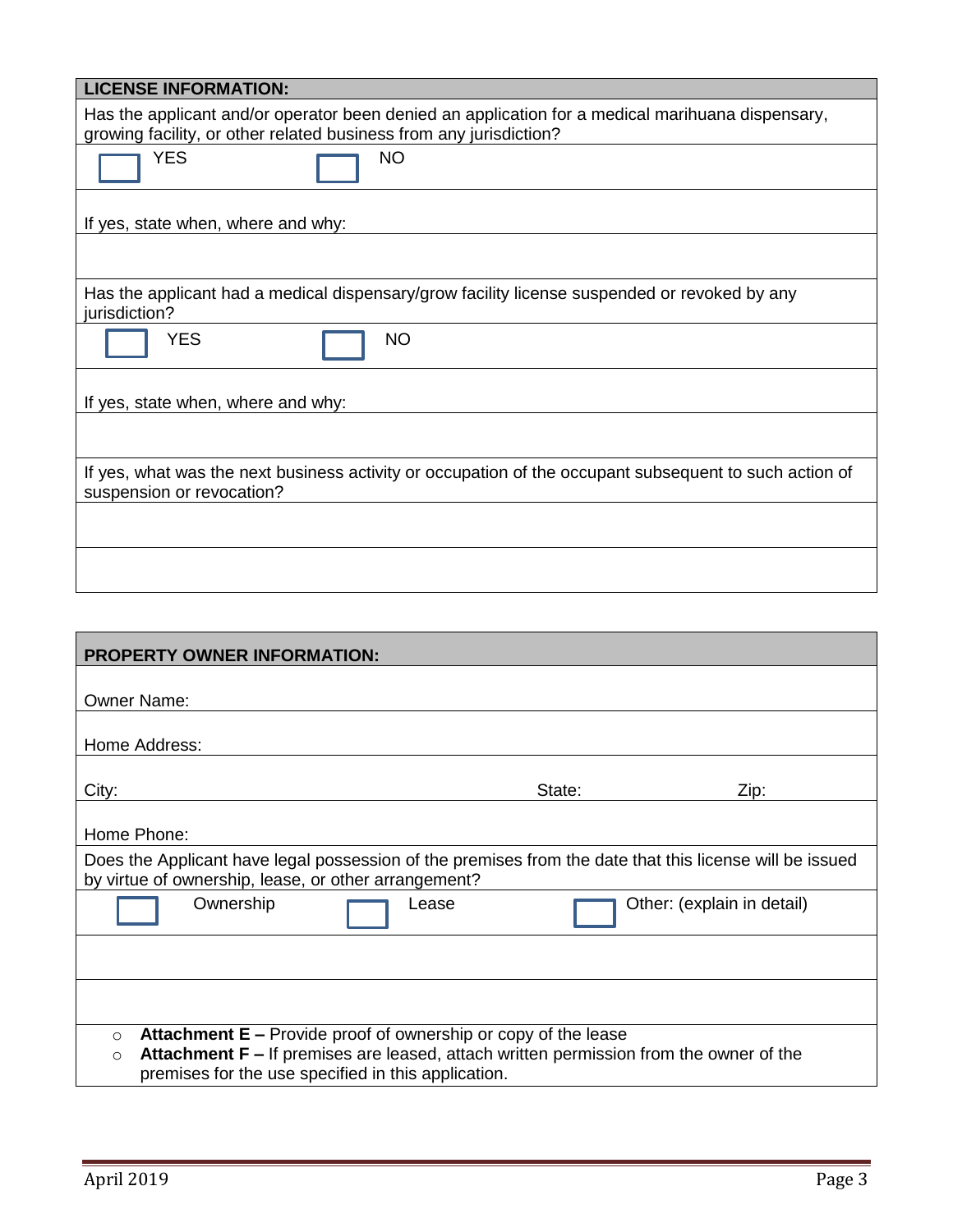## LICENSE INFORMATION:

Has the applicant and/or operator been denied an application for a medical marihuana dispensary, growing facility, or other related business from any jurisdiction?

☐ YES ☐ NO

If yes, state when, where and why:

Has the applicant had a medical dispensary/grow facility license suspended or revoked by any jurisdiction?

☐ YES ☐ NO

If yes, state when, where and why:

If yes, what was the next business activity or occupation of the occupant subsequent to such action of suspension or revocation?

## PROPERTY OWNER INFORMATION:

Owner Name:

Home Address:

City: State: Zip:

Home Phone:

Does the Applicant have legal possession of the premises from the date that this license will be issued by virtue of ownership, lease, or other arrangement?

☐ Ownership ☐ Lease ☐ Other: (explain in detail)

- **Attachment E –** Provide proof of ownership or copy of the lease
- **Attachment F –** If premises are leased, attach written permission from the owner of the premises for the use specified in this application.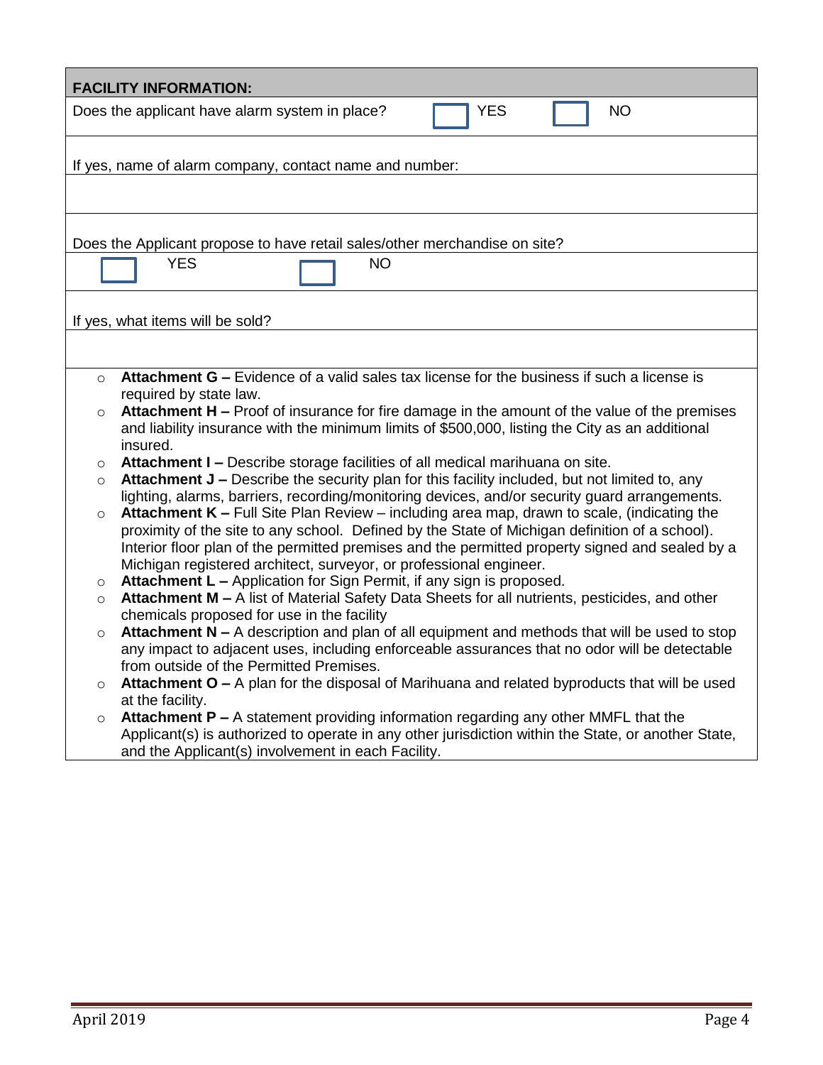## FACILITY INFORMATION:

Does the applicant have alarm system in place? ☐ YES ☐ NO

If yes, name of alarm company, contact name and number:

Does the Applicant propose to have retail sales/other merchandise on site?

☐ YES ☐ NO

If yes, what items will be sold?

- **Attachment G –** Evidence of a valid sales tax license for the business if such a license is required by state law.
- **Attachment H –** Proof of insurance for fire damage in the amount of the value of the premises and liability insurance with the minimum limits of $500,000, listing the City as an additional insured.
- **Attachment I –** Describe storage facilities of all medical marihuana on site.
- **Attachment J –** Describe the security plan for this facility included, but not limited to, any lighting, alarms, barriers, recording/monitoring devices, and/or security guard arrangements.
- **Attachment K –** Full Site Plan Review – including area map, drawn to scale, (indicating the proximity of the site to any school. Defined by the State of Michigan definition of a school). Interior floor plan of the permitted premises and the permitted property signed and sealed by a Michigan registered architect, surveyor, or professional engineer.
- **Attachment L –** Application for Sign Permit, if any sign is proposed.
- **Attachment M –** A list of Material Safety Data Sheets for all nutrients, pesticides, and other chemicals proposed for use in the facility
- **Attachment N –** A description and plan of all equipment and methods that will be used to stop any impact to adjacent uses, including enforceable assurances that no odor will be detectable from outside of the Permitted Premises.
- **Attachment O –** A plan for the disposal of Marihuana and related byproducts that will be used at the facility.
- **Attachment P –** A statement providing information regarding any other MMFL that the Applicant(s) is authorized to operate in any other jurisdiction within the State, or another State, and the Applicant(s) involvement in each Facility.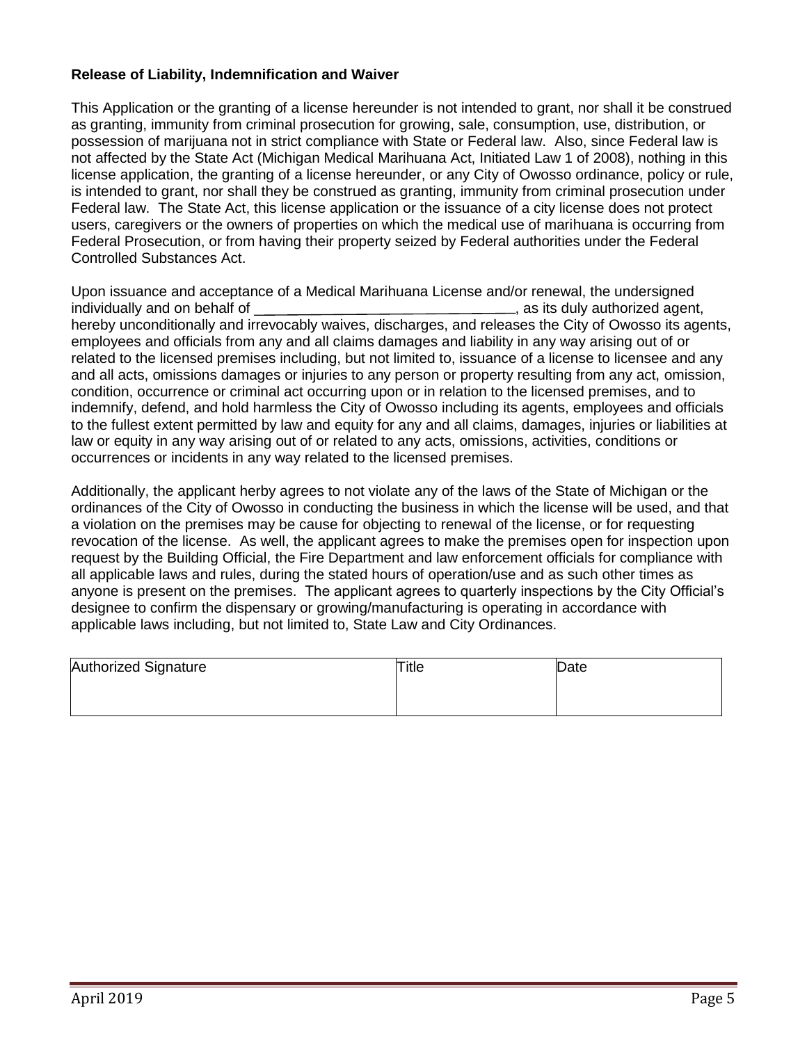**Release of Liability, Indemnification and Waiver**

This Application or the granting of a license hereunder is not intended to grant, nor shall it be construed as granting, immunity from criminal prosecution for growing, sale, consumption, use, distribution, or possession of marijuana not in strict compliance with State or Federal law. Also, since Federal law is not affected by the State Act (Michigan Medical Marihuana Act, Initiated Law 1 of 2008), nothing in this license application, the granting of a license hereunder, or any City of Owosso ordinance, policy or rule, is intended to grant, nor shall they be construed as granting, immunity from criminal prosecution under Federal law. The State Act, this license application or the issuance of a city license does not protect users, caregivers or the owners of properties on which the medical use of marihuana is occurring from Federal Prosecution, or from having their property seized by Federal authorities under the Federal Controlled Substances Act.

Upon issuance and acceptance of a Medical Marihuana License and/or renewal, the undersigned individually and on behalf of ________________________________, as its duly authorized agent, hereby unconditionally and irrevocably waives, discharges, and releases the City of Owosso its agents, employees and officials from any and all claims damages and liability in any way arising out of or related to the licensed premises including, but not limited to, issuance of a license to licensee and any and all acts, omissions damages or injuries to any person or property resulting from any act, omission, condition, occurrence or criminal act occurring upon or in relation to the licensed premises, and to indemnify, defend, and hold harmless the City of Owosso including its agents, employees and officials to the fullest extent permitted by law and equity for any and all claims, damages, injuries or liabilities at law or equity in any way arising out of or related to any acts, omissions, activities, conditions or occurrences or incidents in any way related to the licensed premises.

Additionally, the applicant herby agrees to not violate any of the laws of the State of Michigan or the ordinances of the City of Owosso in conducting the business in which the license will be used, and that a violation on the premises may be cause for objecting to renewal of the license, or for requesting revocation of the license. As well, the applicant agrees to make the premises open for inspection upon request by the Building Official, the Fire Department and law enforcement officials for compliance with all applicable laws and rules, during the stated hours of operation/use and as such other times as anyone is present on the premises. The applicant agrees to quarterly inspections by the City Official's designee to confirm the dispensary or growing/manufacturing is operating in accordance with applicable laws including, but not limited to, State Law and City Ordinances.

| Authorized Signature | Title | Date |
|---|---|---|
| | | |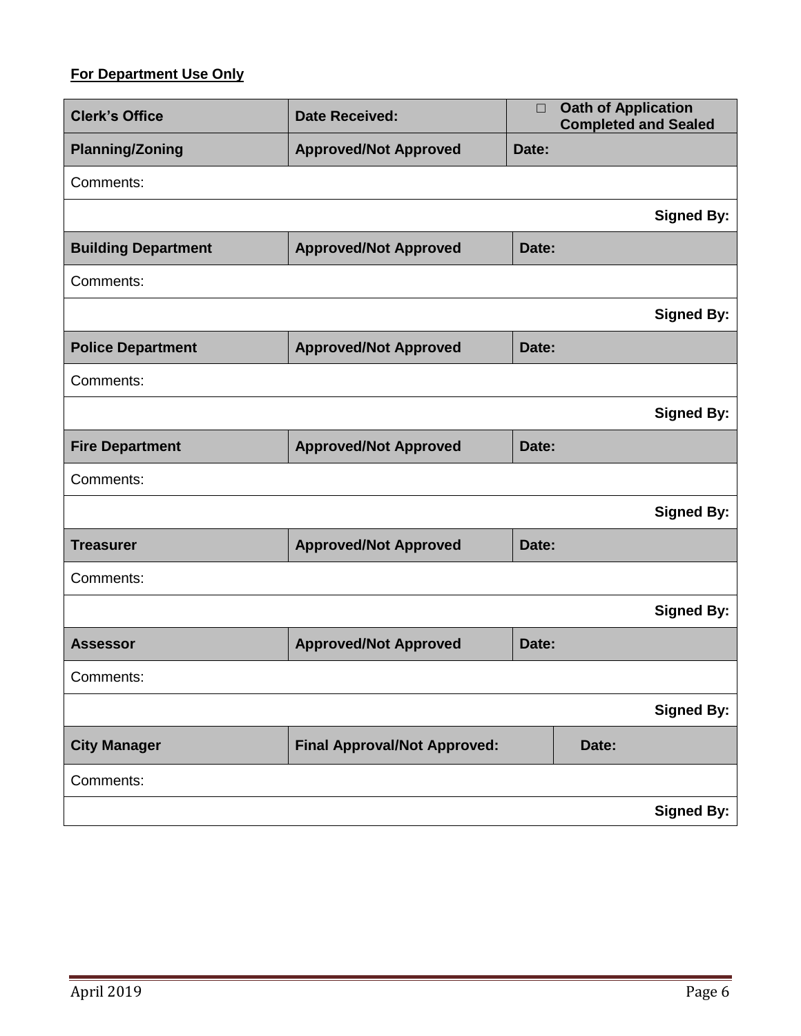**For Department Use Only**

| Clerk's Office | Date Received: | ☐ Oath of Application Completed and Sealed |
|---|---|---|
| **Planning/Zoning** | **Approved/Not Approved** | **Date:** |
| Comments: | | |
| | | **Signed By:** |
| **Building Department** | **Approved/Not Approved** | **Date:** |
| Comments: | | |
| | | **Signed By:** |
| **Police Department** | **Approved/Not Approved** | **Date:** |
| Comments: | | |
| | | **Signed By:** |
| **Fire Department** | **Approved/Not Approved** | **Date:** |
| Comments: | | |
| | | **Signed By:** |
| **Treasurer** | **Approved/Not Approved** | **Date:** |
| Comments: | | |
| | | **Signed By:** |
| **Assessor** | **Approved/Not Approved** | **Date:** |
| Comments: | | |
| | | **Signed By:** |
| **City Manager** | **Final Approval/Not Approved:** | **Date:** |
| Comments: | | |
| | | **Signed By:** |

April 2019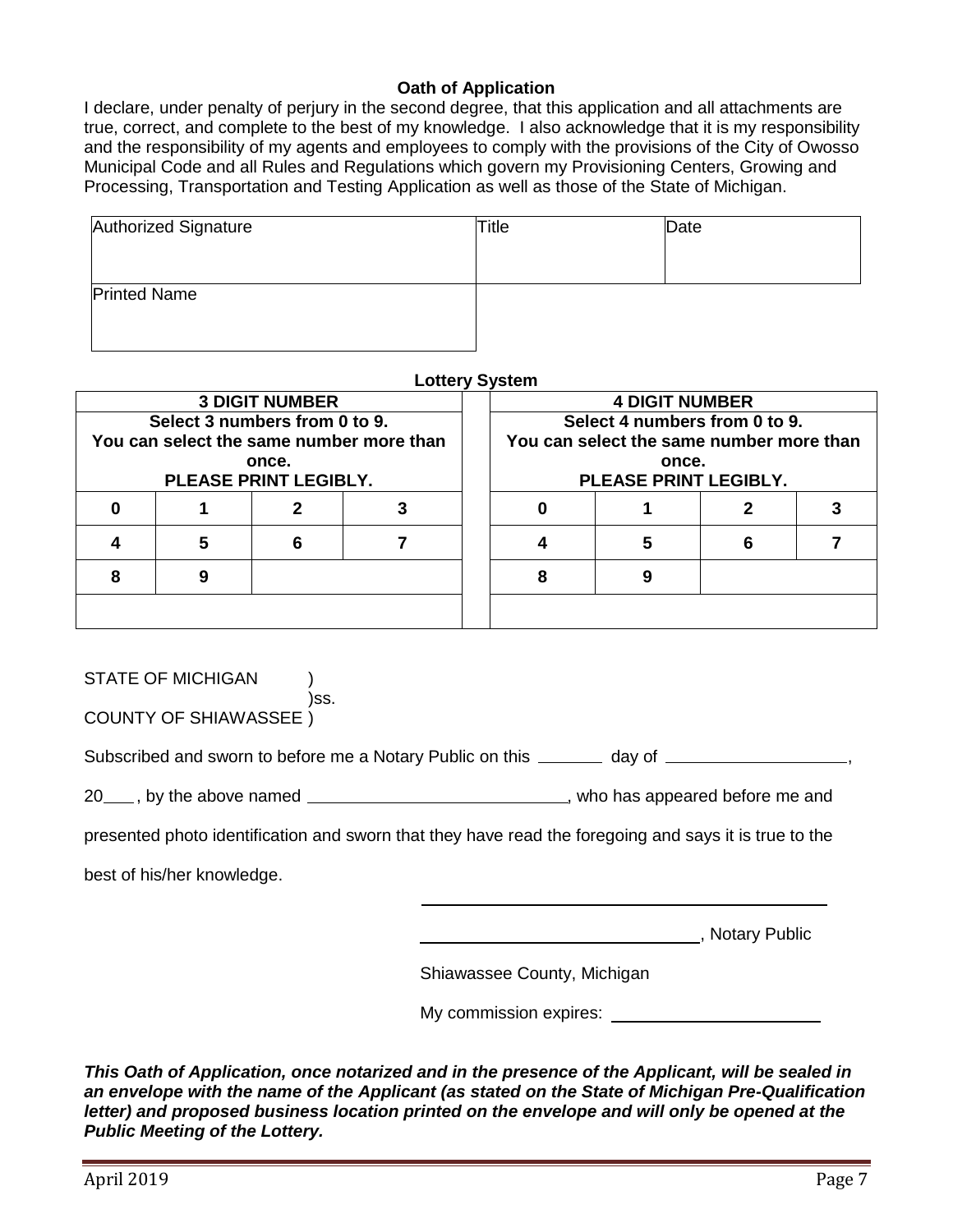**Oath of Application**

I declare, under penalty of perjury in the second degree, that this application and all attachments are true, correct, and complete to the best of my knowledge. I also acknowledge that it is my responsibility and the responsibility of my agents and employees to comply with the provisions of the City of Owosso Municipal Code and all Rules and Regulations which govern my Provisioning Centers, Growing and Processing, Transportation and Testing Application as well as those of the State of Michigan.

| Authorized Signature | Title | Date |
|---|---|---|
| Printed Name | | |

**Lottery System**

| **3 DIGIT NUMBER**<br>**Select 3 numbers from 0 to 9.**<br>**You can select the same number more than once.**<br>**PLEASE PRINT LEGIBLY.** | | | | | **4 DIGIT NUMBER**<br>**Select 4 numbers from 0 to 9.**<br>**You can select the same number more than once.**<br>**PLEASE PRINT LEGIBLY.** | | | |
|---|---|---|---|---|---|---|---|---|
| **0** | **1** | **2** | **3** | | **0** | **1** | **2** | **3** |
| **4** | **5** | **6** | **7** | | **4** | **5** | **6** | **7** |
| **8** | **9** | | | | **8** | **9** | | |
| | | | | | | | | |

STATE OF MICHIGAN )
)ss.
COUNTY OF SHIAWASSEE )

Subscribed and sworn to before me a Notary Public on this _______ day of ___________________,

20___, by the above named ___________________________, who has appeared before me and presented photo identification and sworn that they have read the foregoing and says it is true to the best of his/her knowledge.

_______________________________________________

______________________________, Notary Public

Shiawassee County, Michigan

My commission expires: ______________________

***This Oath of Application, once notarized and in the presence of the Applicant, will be sealed in an envelope with the name of the Applicant (as stated on the State of Michigan Pre-Qualification letter) and proposed business location printed on the envelope and will only be opened at the Public Meeting of the Lottery.***

April 2019